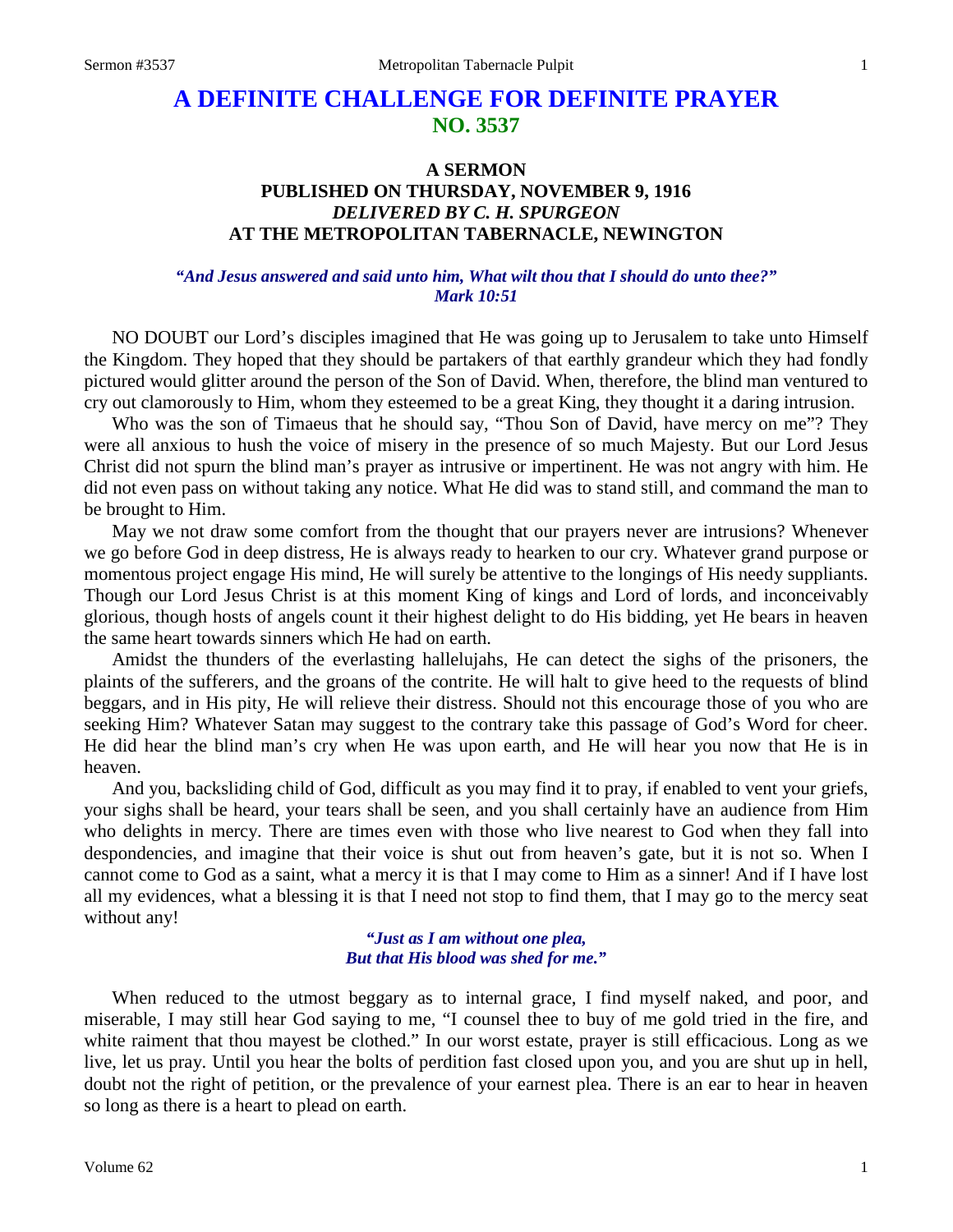# A DEFINITE CHALLENGE FOR DEFINITE PRAYER
## NO. 3537

### A SERMON
### PUBLISHED ON THURSDAY, NOVEMBER 9, 1916
### *DELIVERED BY C. H. SPURGEON*
### AT THE METROPOLITAN TABERNACLE, NEWINGTON

***"And Jesus answered and said unto him, What wilt thou that I should do unto thee?" Mark 10:51***

NO DOUBT our Lord's disciples imagined that He was going up to Jerusalem to take unto Himself the Kingdom. They hoped that they should be partakers of that earthly grandeur which they had fondly pictured would glitter around the person of the Son of David. When, therefore, the blind man ventured to cry out clamorously to Him, whom they esteemed to be a great King, they thought it a daring intrusion.

Who was the son of Timaeus that he should say, "Thou Son of David, have mercy on me"? They were all anxious to hush the voice of misery in the presence of so much Majesty. But our Lord Jesus Christ did not spurn the blind man's prayer as intrusive or impertinent. He was not angry with him. He did not even pass on without taking any notice. What He did was to stand still, and command the man to be brought to Him.

May we not draw some comfort from the thought that our prayers never are intrusions? Whenever we go before God in deep distress, He is always ready to hearken to our cry. Whatever grand purpose or momentous project engage His mind, He will surely be attentive to the longings of His needy suppliants. Though our Lord Jesus Christ is at this moment King of kings and Lord of lords, and inconceivably glorious, though hosts of angels count it their highest delight to do His bidding, yet He bears in heaven the same heart towards sinners which He had on earth.

Amidst the thunders of the everlasting hallelujahs, He can detect the sighs of the prisoners, the plaints of the sufferers, and the groans of the contrite. He will halt to give heed to the requests of blind beggars, and in His pity, He will relieve their distress. Should not this encourage those of you who are seeking Him? Whatever Satan may suggest to the contrary take this passage of God's Word for cheer. He did hear the blind man's cry when He was upon earth, and He will hear you now that He is in heaven.

And you, backsliding child of God, difficult as you may find it to pray, if enabled to vent your griefs, your sighs shall be heard, your tears shall be seen, and you shall certainly have an audience from Him who delights in mercy. There are times even with those who live nearest to God when they fall into despondencies, and imagine that their voice is shut out from heaven's gate, but it is not so. When I cannot come to God as a saint, what a mercy it is that I may come to Him as a sinner! And if I have lost all my evidences, what a blessing it is that I need not stop to find them, that I may go to the mercy seat without any!

> ***"Just as I am without one plea,***
> ***But that His blood was shed for me."***

When reduced to the utmost beggary as to internal grace, I find myself naked, and poor, and miserable, I may still hear God saying to me, "I counsel thee to buy of me gold tried in the fire, and white raiment that thou mayest be clothed." In our worst estate, prayer is still efficacious. Long as we live, let us pray. Until you hear the bolts of perdition fast closed upon you, and you are shut up in hell, doubt not the right of petition, or the prevalence of your earnest plea. There is an ear to hear in heaven so long as there is a heart to plead on earth.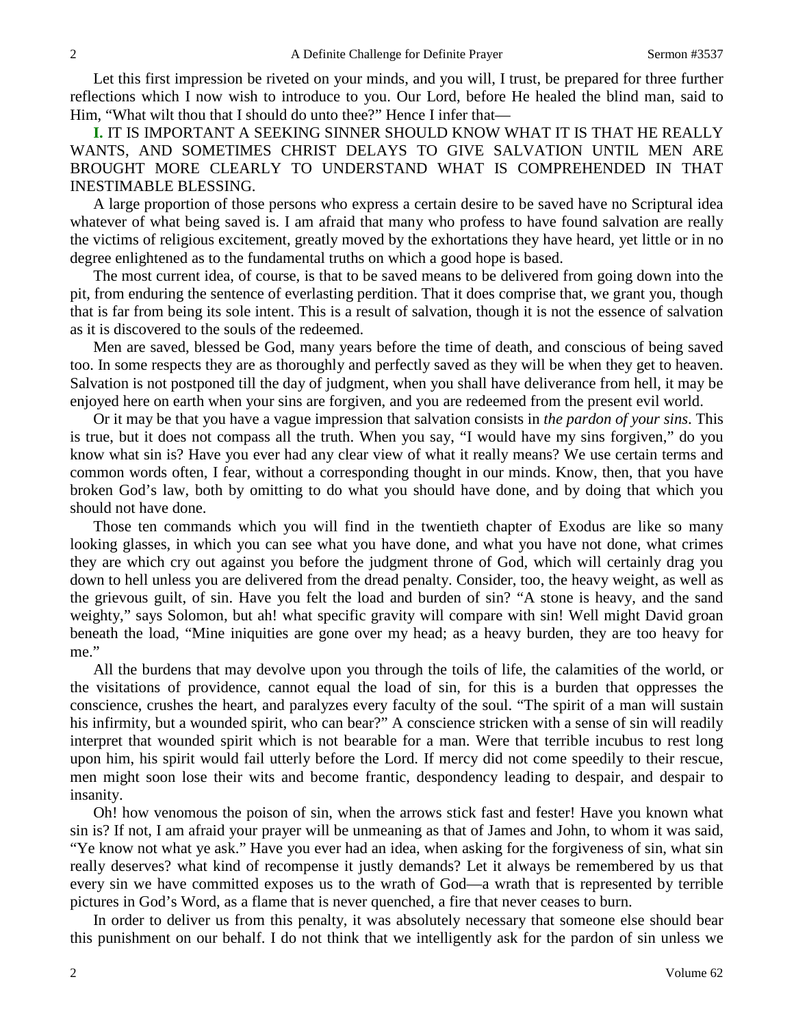Let this first impression be riveted on your minds, and you will, I trust, be prepared for three further reflections which I now wish to introduce to you. Our Lord, before He healed the blind man, said to Him, "What wilt thou that I should do unto thee?" Hence I infer that—

**I.** IT IS IMPORTANT A SEEKING SINNER SHOULD KNOW WHAT IT IS THAT HE REALLY WANTS, AND SOMETIMES CHRIST DELAYS TO GIVE SALVATION UNTIL MEN ARE BROUGHT MORE CLEARLY TO UNDERSTAND WHAT IS COMPREHENDED IN THAT INESTIMABLE BLESSING.

A large proportion of those persons who express a certain desire to be saved have no Scriptural idea whatever of what being saved is. I am afraid that many who profess to have found salvation are really the victims of religious excitement, greatly moved by the exhortations they have heard, yet little or in no degree enlightened as to the fundamental truths on which a good hope is based.

The most current idea, of course, is that to be saved means to be delivered from going down into the pit, from enduring the sentence of everlasting perdition. That it does comprise that, we grant you, though that is far from being its sole intent. This is a result of salvation, though it is not the essence of salvation as it is discovered to the souls of the redeemed.

Men are saved, blessed be God, many years before the time of death, and conscious of being saved too. In some respects they are as thoroughly and perfectly saved as they will be when they get to heaven. Salvation is not postponed till the day of judgment, when you shall have deliverance from hell, it may be enjoyed here on earth when your sins are forgiven, and you are redeemed from the present evil world.

Or it may be that you have a vague impression that salvation consists in *the pardon of your sins*. This is true, but it does not compass all the truth. When you say, "I would have my sins forgiven," do you know what sin is? Have you ever had any clear view of what it really means? We use certain terms and common words often, I fear, without a corresponding thought in our minds. Know, then, that you have broken God's law, both by omitting to do what you should have done, and by doing that which you should not have done.

Those ten commands which you will find in the twentieth chapter of Exodus are like so many looking glasses, in which you can see what you have done, and what you have not done, what crimes they are which cry out against you before the judgment throne of God, which will certainly drag you down to hell unless you are delivered from the dread penalty. Consider, too, the heavy weight, as well as the grievous guilt, of sin. Have you felt the load and burden of sin? "A stone is heavy, and the sand weighty," says Solomon, but ah! what specific gravity will compare with sin! Well might David groan beneath the load, "Mine iniquities are gone over my head; as a heavy burden, they are too heavy for me."

All the burdens that may devolve upon you through the toils of life, the calamities of the world, or the visitations of providence, cannot equal the load of sin, for this is a burden that oppresses the conscience, crushes the heart, and paralyzes every faculty of the soul. "The spirit of a man will sustain his infirmity, but a wounded spirit, who can bear?" A conscience stricken with a sense of sin will readily interpret that wounded spirit which is not bearable for a man. Were that terrible incubus to rest long upon him, his spirit would fail utterly before the Lord. If mercy did not come speedily to their rescue, men might soon lose their wits and become frantic, despondency leading to despair, and despair to insanity.

Oh! how venomous the poison of sin, when the arrows stick fast and fester! Have you known what sin is? If not, I am afraid your prayer will be unmeaning as that of James and John, to whom it was said, "Ye know not what ye ask." Have you ever had an idea, when asking for the forgiveness of sin, what sin really deserves? what kind of recompense it justly demands? Let it always be remembered by us that every sin we have committed exposes us to the wrath of God—a wrath that is represented by terrible pictures in God's Word, as a flame that is never quenched, a fire that never ceases to burn.

In order to deliver us from this penalty, it was absolutely necessary that someone else should bear this punishment on our behalf. I do not think that we intelligently ask for the pardon of sin unless we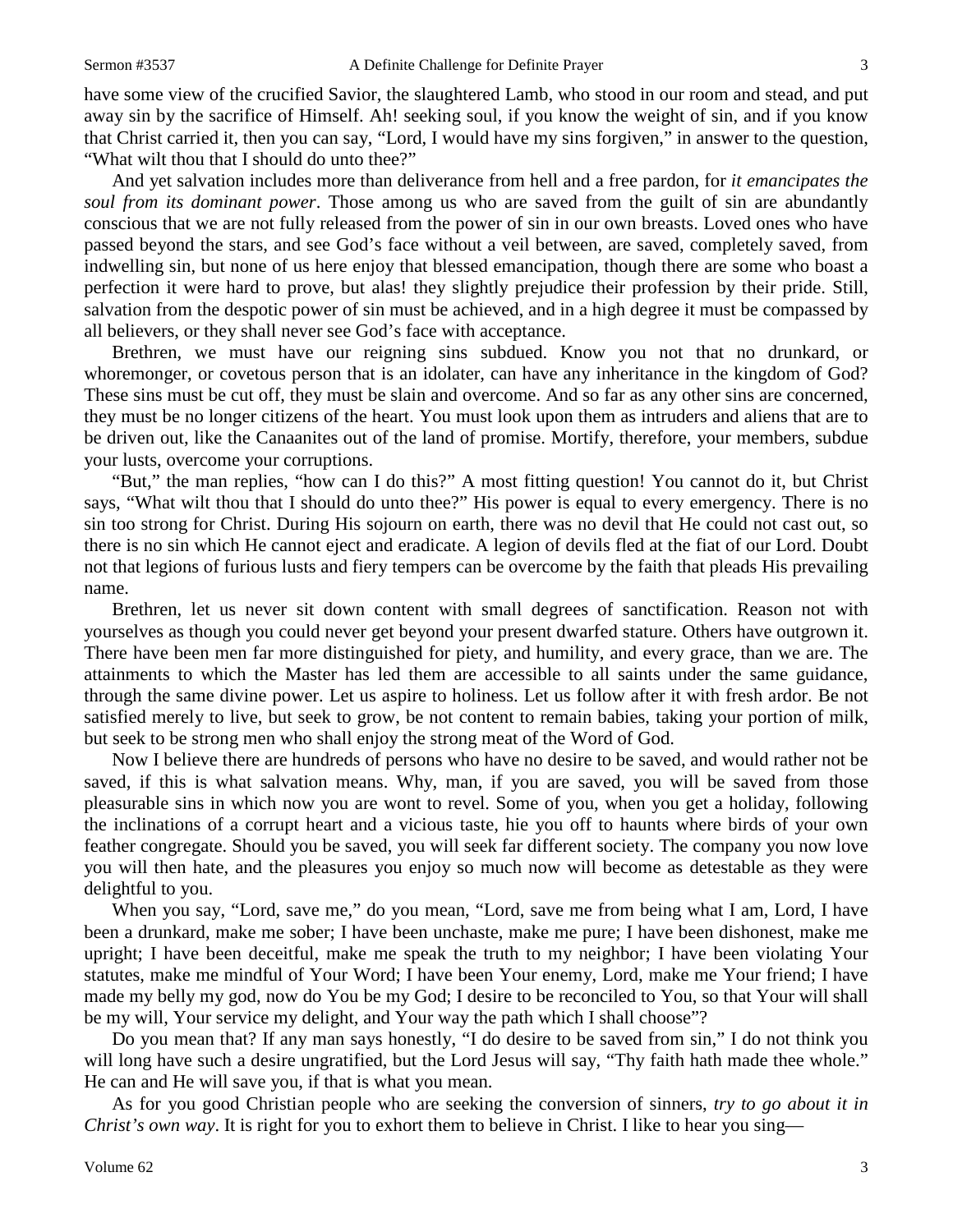have some view of the crucified Savior, the slaughtered Lamb, who stood in our room and stead, and put away sin by the sacrifice of Himself. Ah! seeking soul, if you know the weight of sin, and if you know that Christ carried it, then you can say, "Lord, I would have my sins forgiven," in answer to the question, "What wilt thou that I should do unto thee?"

And yet salvation includes more than deliverance from hell and a free pardon, for *it emancipates the soul from its dominant power*. Those among us who are saved from the guilt of sin are abundantly conscious that we are not fully released from the power of sin in our own breasts. Loved ones who have passed beyond the stars, and see God's face without a veil between, are saved, completely saved, from indwelling sin, but none of us here enjoy that blessed emancipation, though there are some who boast a perfection it were hard to prove, but alas! they slightly prejudice their profession by their pride. Still, salvation from the despotic power of sin must be achieved, and in a high degree it must be compassed by all believers, or they shall never see God's face with acceptance.

Brethren, we must have our reigning sins subdued. Know you not that no drunkard, or whoremonger, or covetous person that is an idolater, can have any inheritance in the kingdom of God? These sins must be cut off, they must be slain and overcome. And so far as any other sins are concerned, they must be no longer citizens of the heart. You must look upon them as intruders and aliens that are to be driven out, like the Canaanites out of the land of promise. Mortify, therefore, your members, subdue your lusts, overcome your corruptions.

"But," the man replies, "how can I do this?" A most fitting question! You cannot do it, but Christ says, "What wilt thou that I should do unto thee?" His power is equal to every emergency. There is no sin too strong for Christ. During His sojourn on earth, there was no devil that He could not cast out, so there is no sin which He cannot eject and eradicate. A legion of devils fled at the fiat of our Lord. Doubt not that legions of furious lusts and fiery tempers can be overcome by the faith that pleads His prevailing name.

Brethren, let us never sit down content with small degrees of sanctification. Reason not with yourselves as though you could never get beyond your present dwarfed stature. Others have outgrown it. There have been men far more distinguished for piety, and humility, and every grace, than we are. The attainments to which the Master has led them are accessible to all saints under the same guidance, through the same divine power. Let us aspire to holiness. Let us follow after it with fresh ardor. Be not satisfied merely to live, but seek to grow, be not content to remain babies, taking your portion of milk, but seek to be strong men who shall enjoy the strong meat of the Word of God.

Now I believe there are hundreds of persons who have no desire to be saved, and would rather not be saved, if this is what salvation means. Why, man, if you are saved, you will be saved from those pleasurable sins in which now you are wont to revel. Some of you, when you get a holiday, following the inclinations of a corrupt heart and a vicious taste, hie you off to haunts where birds of your own feather congregate. Should you be saved, you will seek far different society. The company you now love you will then hate, and the pleasures you enjoy so much now will become as detestable as they were delightful to you.

When you say, "Lord, save me," do you mean, "Lord, save me from being what I am, Lord, I have been a drunkard, make me sober; I have been unchaste, make me pure; I have been dishonest, make me upright; I have been deceitful, make me speak the truth to my neighbor; I have been violating Your statutes, make me mindful of Your Word; I have been Your enemy, Lord, make me Your friend; I have made my belly my god, now do You be my God; I desire to be reconciled to You, so that Your will shall be my will, Your service my delight, and Your way the path which I shall choose"?

Do you mean that? If any man says honestly, "I do desire to be saved from sin," I do not think you will long have such a desire ungratified, but the Lord Jesus will say, "Thy faith hath made thee whole." He can and He will save you, if that is what you mean.

As for you good Christian people who are seeking the conversion of sinners, *try to go about it in Christ's own way*. It is right for you to exhort them to believe in Christ. I like to hear you sing—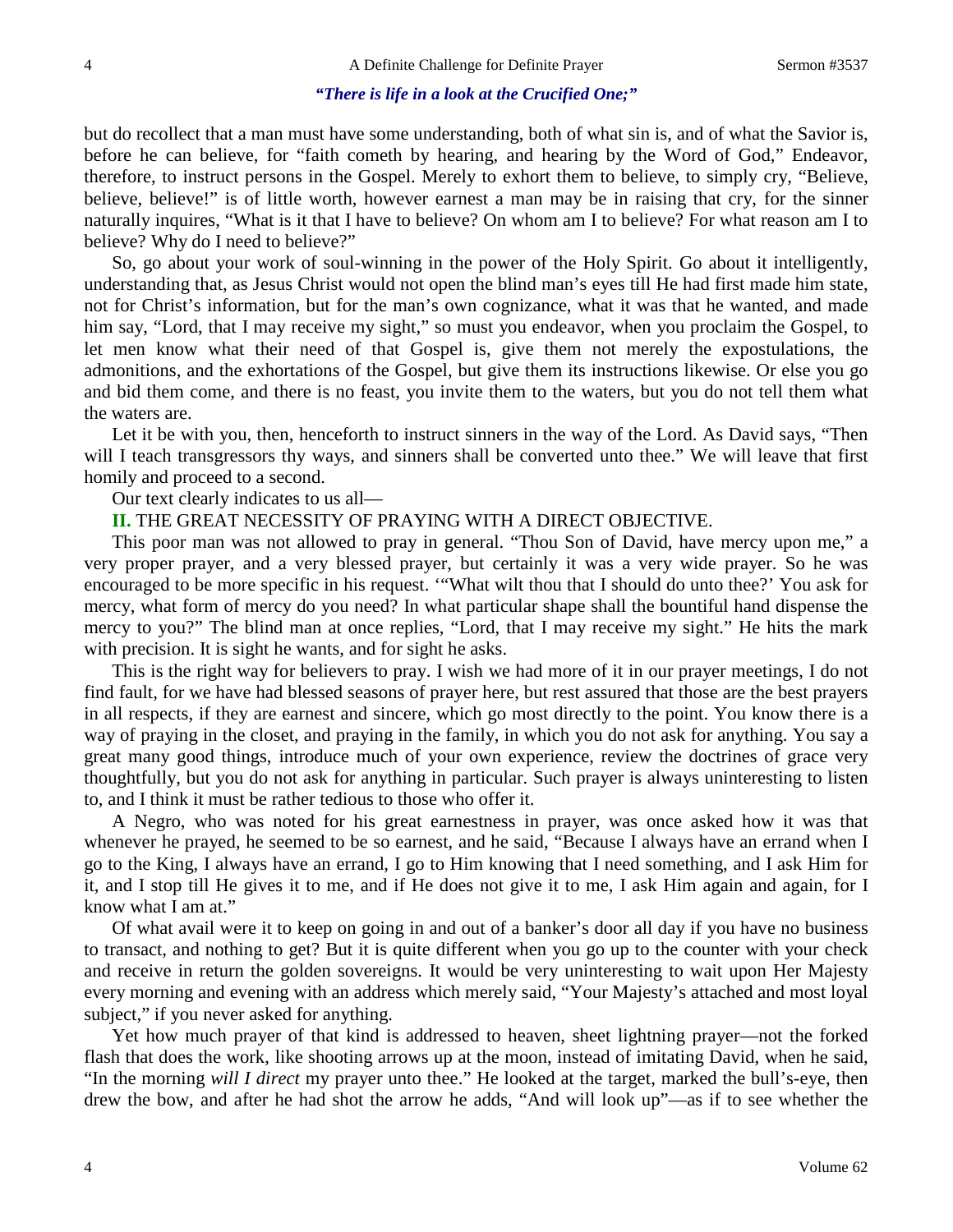*"There is life in a look at the Crucified One;"*

but do recollect that a man must have some understanding, both of what sin is, and of what the Savior is, before he can believe, for "faith cometh by hearing, and hearing by the Word of God," Endeavor, therefore, to instruct persons in the Gospel. Merely to exhort them to believe, to simply cry, "Believe, believe, believe!" is of little worth, however earnest a man may be in raising that cry, for the sinner naturally inquires, "What is it that I have to believe? On whom am I to believe? For what reason am I to believe? Why do I need to believe?"

So, go about your work of soul-winning in the power of the Holy Spirit. Go about it intelligently, understanding that, as Jesus Christ would not open the blind man's eyes till He had first made him state, not for Christ's information, but for the man's own cognizance, what it was that he wanted, and made him say, "Lord, that I may receive my sight," so must you endeavor, when you proclaim the Gospel, to let men know what their need of that Gospel is, give them not merely the expostulations, the admonitions, and the exhortations of the Gospel, but give them its instructions likewise. Or else you go and bid them come, and there is no feast, you invite them to the waters, but you do not tell them what the waters are.

Let it be with you, then, henceforth to instruct sinners in the way of the Lord. As David says, "Then will I teach transgressors thy ways, and sinners shall be converted unto thee." We will leave that first homily and proceed to a second.

Our text clearly indicates to us all—

**II.** THE GREAT NECESSITY OF PRAYING WITH A DIRECT OBJECTIVE.

This poor man was not allowed to pray in general. "Thou Son of David, have mercy upon me," a very proper prayer, and a very blessed prayer, but certainly it was a very wide prayer. So he was encouraged to be more specific in his request. '"What wilt thou that I should do unto thee?' You ask for mercy, what form of mercy do you need? In what particular shape shall the bountiful hand dispense the mercy to you?" The blind man at once replies, "Lord, that I may receive my sight." He hits the mark with precision. It is sight he wants, and for sight he asks.

This is the right way for believers to pray. I wish we had more of it in our prayer meetings, I do not find fault, for we have had blessed seasons of prayer here, but rest assured that those are the best prayers in all respects, if they are earnest and sincere, which go most directly to the point. You know there is a way of praying in the closet, and praying in the family, in which you do not ask for anything. You say a great many good things, introduce much of your own experience, review the doctrines of grace very thoughtfully, but you do not ask for anything in particular. Such prayer is always uninteresting to listen to, and I think it must be rather tedious to those who offer it.

A Negro, who was noted for his great earnestness in prayer, was once asked how it was that whenever he prayed, he seemed to be so earnest, and he said, "Because I always have an errand when I go to the King, I always have an errand, I go to Him knowing that I need something, and I ask Him for it, and I stop till He gives it to me, and if He does not give it to me, I ask Him again and again, for I know what I am at."

Of what avail were it to keep on going in and out of a banker's door all day if you have no business to transact, and nothing to get? But it is quite different when you go up to the counter with your check and receive in return the golden sovereigns. It would be very uninteresting to wait upon Her Majesty every morning and evening with an address which merely said, "Your Majesty's attached and most loyal subject," if you never asked for anything.

Yet how much prayer of that kind is addressed to heaven, sheet lightning prayer—not the forked flash that does the work, like shooting arrows up at the moon, instead of imitating David, when he said, "In the morning *will I direct* my prayer unto thee." He looked at the target, marked the bull's-eye, then drew the bow, and after he had shot the arrow he adds, "And will look up"—as if to see whether the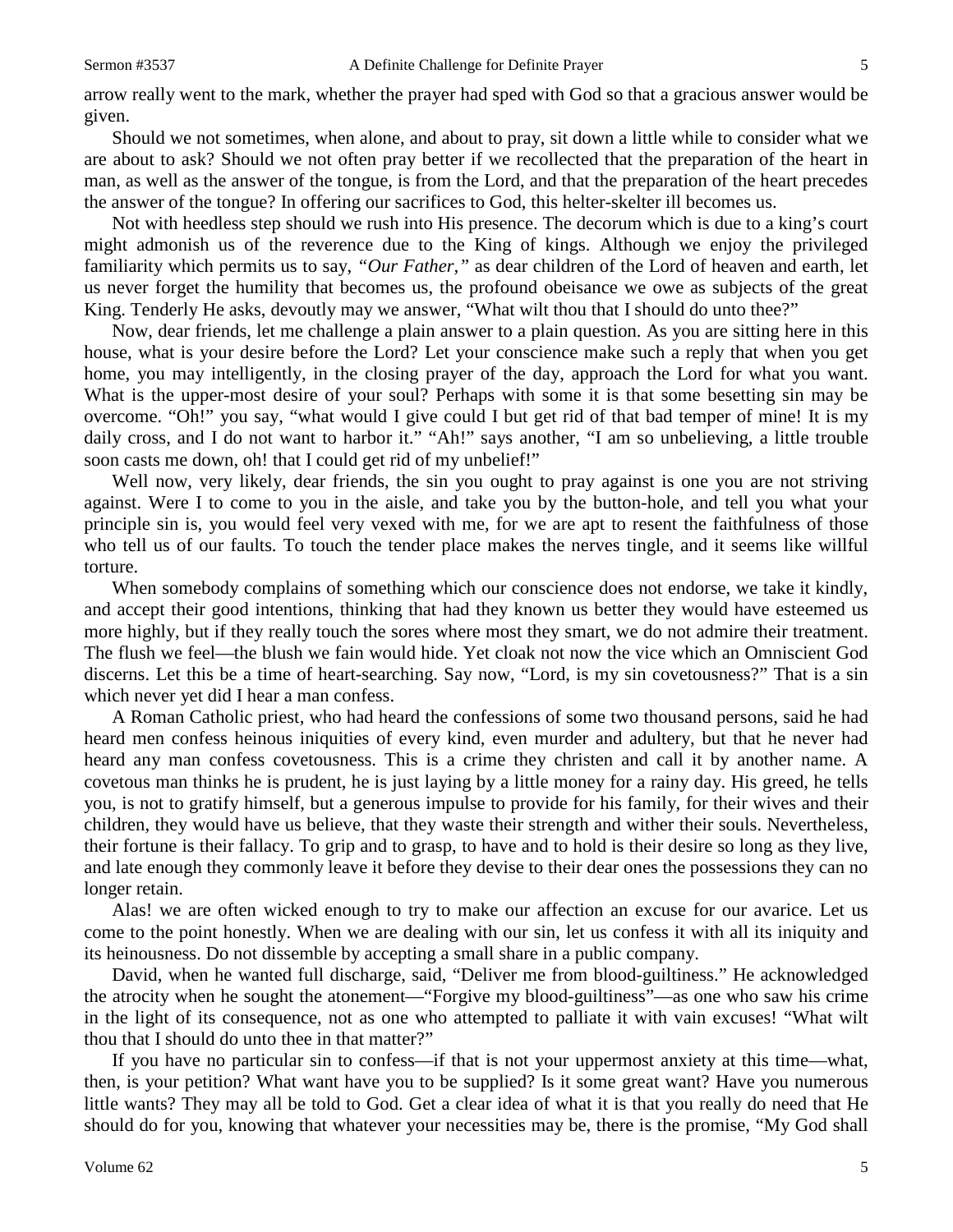arrow really went to the mark, whether the prayer had sped with God so that a gracious answer would be given.

Should we not sometimes, when alone, and about to pray, sit down a little while to consider what we are about to ask? Should we not often pray better if we recollected that the preparation of the heart in man, as well as the answer of the tongue, is from the Lord, and that the preparation of the heart precedes the answer of the tongue? In offering our sacrifices to God, this helter-skelter ill becomes us.

Not with heedless step should we rush into His presence. The decorum which is due to a king's court might admonish us of the reverence due to the King of kings. Although we enjoy the privileged familiarity which permits us to say, *"Our Father,"* as dear children of the Lord of heaven and earth, let us never forget the humility that becomes us, the profound obeisance we owe as subjects of the great King. Tenderly He asks, devoutly may we answer, "What wilt thou that I should do unto thee?"

Now, dear friends, let me challenge a plain answer to a plain question. As you are sitting here in this house, what is your desire before the Lord? Let your conscience make such a reply that when you get home, you may intelligently, in the closing prayer of the day, approach the Lord for what you want. What is the upper-most desire of your soul? Perhaps with some it is that some besetting sin may be overcome. "Oh!" you say, "what would I give could I but get rid of that bad temper of mine! It is my daily cross, and I do not want to harbor it." "Ah!" says another, "I am so unbelieving, a little trouble soon casts me down, oh! that I could get rid of my unbelief!"

Well now, very likely, dear friends, the sin you ought to pray against is one you are not striving against. Were I to come to you in the aisle, and take you by the button-hole, and tell you what your principle sin is, you would feel very vexed with me, for we are apt to resent the faithfulness of those who tell us of our faults. To touch the tender place makes the nerves tingle, and it seems like willful torture.

When somebody complains of something which our conscience does not endorse, we take it kindly, and accept their good intentions, thinking that had they known us better they would have esteemed us more highly, but if they really touch the sores where most they smart, we do not admire their treatment. The flush we feel—the blush we fain would hide. Yet cloak not now the vice which an Omniscient God discerns. Let this be a time of heart-searching. Say now, "Lord, is my sin covetousness?" That is a sin which never yet did I hear a man confess.

A Roman Catholic priest, who had heard the confessions of some two thousand persons, said he had heard men confess heinous iniquities of every kind, even murder and adultery, but that he never had heard any man confess covetousness. This is a crime they christen and call it by another name. A covetous man thinks he is prudent, he is just laying by a little money for a rainy day. His greed, he tells you, is not to gratify himself, but a generous impulse to provide for his family, for their wives and their children, they would have us believe, that they waste their strength and wither their souls. Nevertheless, their fortune is their fallacy. To grip and to grasp, to have and to hold is their desire so long as they live, and late enough they commonly leave it before they devise to their dear ones the possessions they can no longer retain.

Alas! we are often wicked enough to try to make our affection an excuse for our avarice. Let us come to the point honestly. When we are dealing with our sin, let us confess it with all its iniquity and its heinousness. Do not dissemble by accepting a small share in a public company.

David, when he wanted full discharge, said, "Deliver me from blood-guiltiness." He acknowledged the atrocity when he sought the atonement—"Forgive my blood-guiltiness"—as one who saw his crime in the light of its consequence, not as one who attempted to palliate it with vain excuses! "What wilt thou that I should do unto thee in that matter?"

If you have no particular sin to confess—if that is not your uppermost anxiety at this time—what, then, is your petition? What want have you to be supplied? Is it some great want? Have you numerous little wants? They may all be told to God. Get a clear idea of what it is that you really do need that He should do for you, knowing that whatever your necessities may be, there is the promise, "My God shall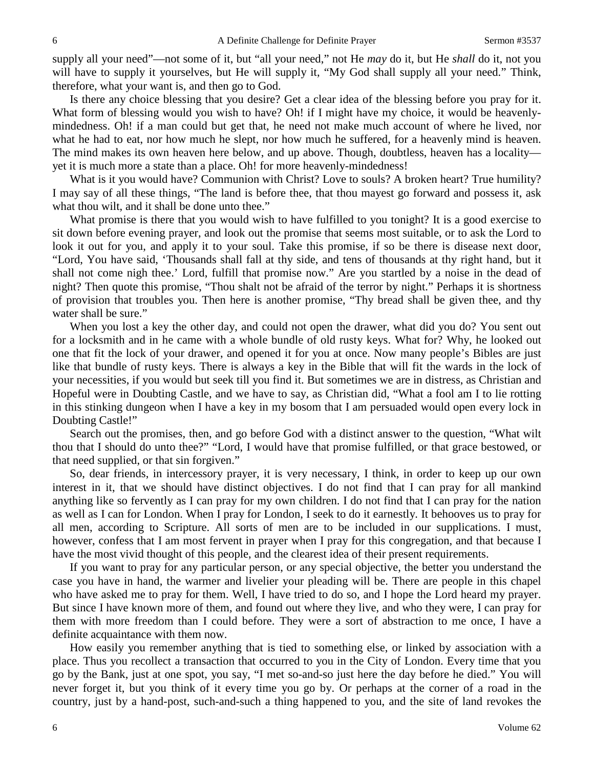supply all your need"—not some of it, but "all your need," not He *may* do it, but He *shall* do it, not you will have to supply it yourselves, but He will supply it, "My God shall supply all your need." Think, therefore, what your want is, and then go to God.

Is there any choice blessing that you desire? Get a clear idea of the blessing before you pray for it. What form of blessing would you wish to have? Oh! if I might have my choice, it would be heavenly-mindedness. Oh! if a man could but get that, he need not make much account of where he lived, nor what he had to eat, nor how much he slept, nor how much he suffered, for a heavenly mind is heaven. The mind makes its own heaven here below, and up above. Though, doubtless, heaven has a locality—yet it is much more a state than a place. Oh! for more heavenly-mindedness!

What is it you would have? Communion with Christ? Love to souls? A broken heart? True humility? I may say of all these things, "The land is before thee, that thou mayest go forward and possess it, ask what thou wilt, and it shall be done unto thee."

What promise is there that you would wish to have fulfilled to you tonight? It is a good exercise to sit down before evening prayer, and look out the promise that seems most suitable, or to ask the Lord to look it out for you, and apply it to your soul. Take this promise, if so be there is disease next door, "Lord, You have said, 'Thousands shall fall at thy side, and tens of thousands at thy right hand, but it shall not come nigh thee.' Lord, fulfill that promise now." Are you startled by a noise in the dead of night? Then quote this promise, "Thou shalt not be afraid of the terror by night." Perhaps it is shortness of provision that troubles you. Then here is another promise, "Thy bread shall be given thee, and thy water shall be sure."

When you lost a key the other day, and could not open the drawer, what did you do? You sent out for a locksmith and in he came with a whole bundle of old rusty keys. What for? Why, he looked out one that fit the lock of your drawer, and opened it for you at once. Now many people's Bibles are just like that bundle of rusty keys. There is always a key in the Bible that will fit the wards in the lock of your necessities, if you would but seek till you find it. But sometimes we are in distress, as Christian and Hopeful were in Doubting Castle, and we have to say, as Christian did, "What a fool am I to lie rotting in this stinking dungeon when I have a key in my bosom that I am persuaded would open every lock in Doubting Castle!"

Search out the promises, then, and go before God with a distinct answer to the question, "What wilt thou that I should do unto thee?" "Lord, I would have that promise fulfilled, or that grace bestowed, or that need supplied, or that sin forgiven."

So, dear friends, in intercessory prayer, it is very necessary, I think, in order to keep up our own interest in it, that we should have distinct objectives. I do not find that I can pray for all mankind anything like so fervently as I can pray for my own children. I do not find that I can pray for the nation as well as I can for London. When I pray for London, I seek to do it earnestly. It behooves us to pray for all men, according to Scripture. All sorts of men are to be included in our supplications. I must, however, confess that I am most fervent in prayer when I pray for this congregation, and that because I have the most vivid thought of this people, and the clearest idea of their present requirements.

If you want to pray for any particular person, or any special objective, the better you understand the case you have in hand, the warmer and livelier your pleading will be. There are people in this chapel who have asked me to pray for them. Well, I have tried to do so, and I hope the Lord heard my prayer. But since I have known more of them, and found out where they live, and who they were, I can pray for them with more freedom than I could before. They were a sort of abstraction to me once, I have a definite acquaintance with them now.

How easily you remember anything that is tied to something else, or linked by association with a place. Thus you recollect a transaction that occurred to you in the City of London. Every time that you go by the Bank, just at one spot, you say, "I met so-and-so just here the day before he died." You will never forget it, but you think of it every time you go by. Or perhaps at the corner of a road in the country, just by a hand-post, such-and-such a thing happened to you, and the site of land revokes the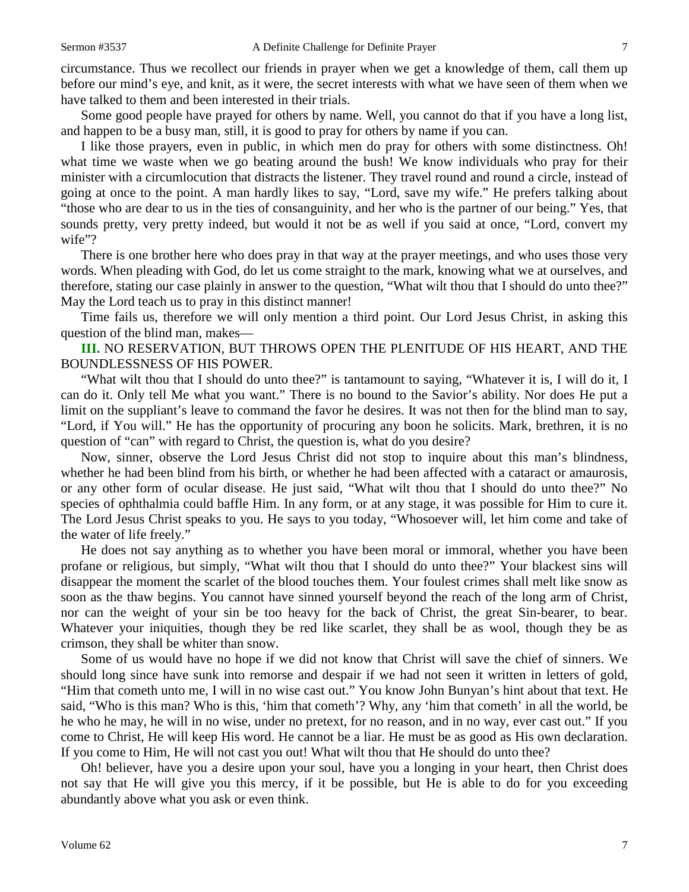circumstance. Thus we recollect our friends in prayer when we get a knowledge of them, call them up before our mind's eye, and knit, as it were, the secret interests with what we have seen of them when we have talked to them and been interested in their trials.

Some good people have prayed for others by name. Well, you cannot do that if you have a long list, and happen to be a busy man, still, it is good to pray for others by name if you can.

I like those prayers, even in public, in which men do pray for others with some distinctness. Oh! what time we waste when we go beating around the bush! We know individuals who pray for their minister with a circumlocution that distracts the listener. They travel round and round a circle, instead of going at once to the point. A man hardly likes to say, "Lord, save my wife." He prefers talking about "those who are dear to us in the ties of consanguinity, and her who is the partner of our being." Yes, that sounds pretty, very pretty indeed, but would it not be as well if you said at once, "Lord, convert my wife"?

There is one brother here who does pray in that way at the prayer meetings, and who uses those very words. When pleading with God, do let us come straight to the mark, knowing what we at ourselves, and therefore, stating our case plainly in answer to the question, "What wilt thou that I should do unto thee?" May the Lord teach us to pray in this distinct manner!

Time fails us, therefore we will only mention a third point. Our Lord Jesus Christ, in asking this question of the blind man, makes—

**III.** NO RESERVATION, BUT THROWS OPEN THE PLENITUDE OF HIS HEART, AND THE BOUNDLESSNESS OF HIS POWER.

"What wilt thou that I should do unto thee?" is tantamount to saying, "Whatever it is, I will do it, I can do it. Only tell Me what you want." There is no bound to the Savior's ability. Nor does He put a limit on the suppliant's leave to command the favor he desires. It was not then for the blind man to say, "Lord, if You will." He has the opportunity of procuring any boon he solicits. Mark, brethren, it is no question of "can" with regard to Christ, the question is, what do you desire?

Now, sinner, observe the Lord Jesus Christ did not stop to inquire about this man's blindness, whether he had been blind from his birth, or whether he had been affected with a cataract or amaurosis, or any other form of ocular disease. He just said, "What wilt thou that I should do unto thee?" No species of ophthalmia could baffle Him. In any form, or at any stage, it was possible for Him to cure it. The Lord Jesus Christ speaks to you. He says to you today, "Whosoever will, let him come and take of the water of life freely."

He does not say anything as to whether you have been moral or immoral, whether you have been profane or religious, but simply, "What wilt thou that I should do unto thee?" Your blackest sins will disappear the moment the scarlet of the blood touches them. Your foulest crimes shall melt like snow as soon as the thaw begins. You cannot have sinned yourself beyond the reach of the long arm of Christ, nor can the weight of your sin be too heavy for the back of Christ, the great Sin-bearer, to bear. Whatever your iniquities, though they be red like scarlet, they shall be as wool, though they be as crimson, they shall be whiter than snow.

Some of us would have no hope if we did not know that Christ will save the chief of sinners. We should long since have sunk into remorse and despair if we had not seen it written in letters of gold, "Him that cometh unto me, I will in no wise cast out." You know John Bunyan's hint about that text. He said, "Who is this man? Who is this, 'him that cometh'? Why, any 'him that cometh' in all the world, be he who he may, he will in no wise, under no pretext, for no reason, and in no way, ever cast out." If you come to Christ, He will keep His word. He cannot be a liar. He must be as good as His own declaration. If you come to Him, He will not cast you out! What wilt thou that He should do unto thee?

Oh! believer, have you a desire upon your soul, have you a longing in your heart, then Christ does not say that He will give you this mercy, if it be possible, but He is able to do for you exceeding abundantly above what you ask or even think.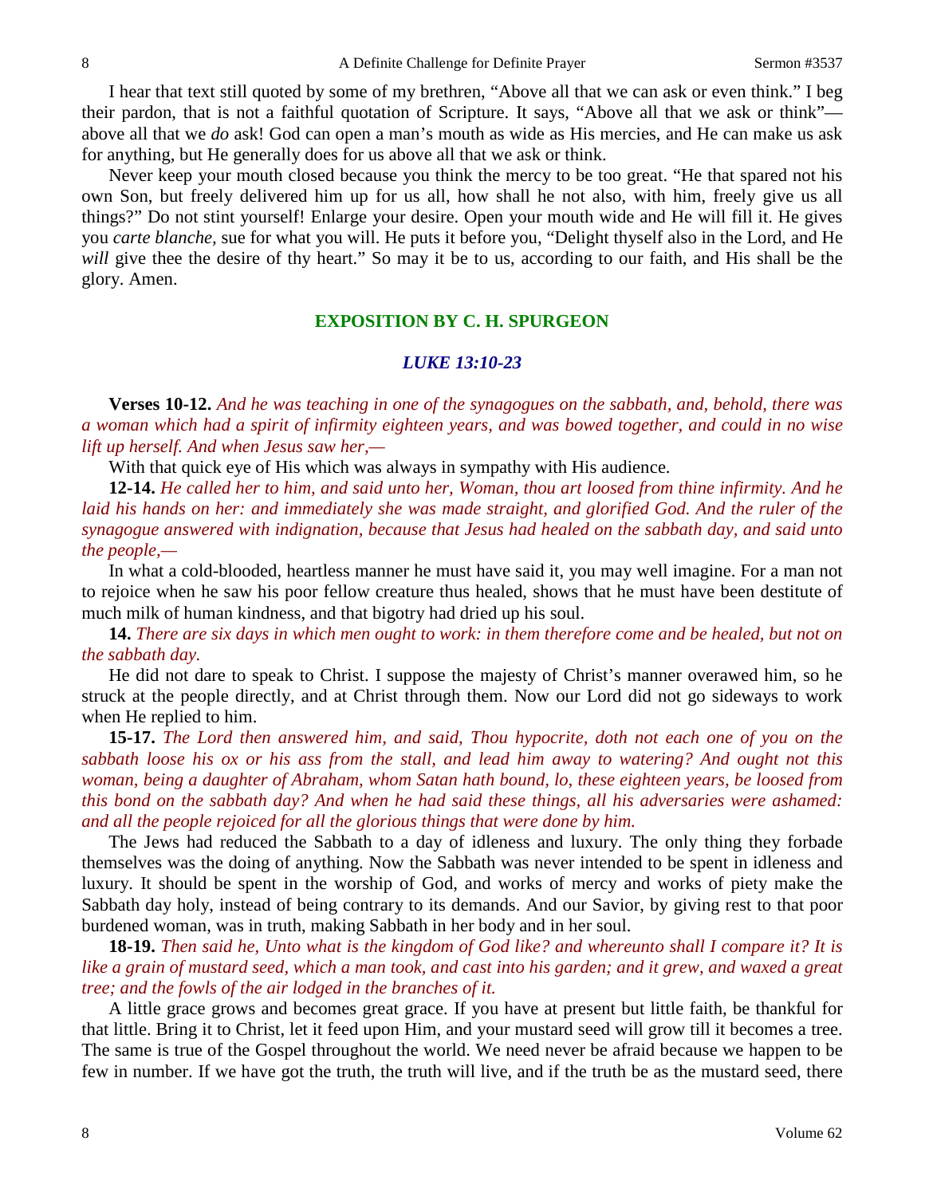I hear that text still quoted by some of my brethren, "Above all that we can ask or even think." I beg their pardon, that is not a faithful quotation of Scripture. It says, "Above all that we ask or think"—above all that we *do* ask! God can open a man's mouth as wide as His mercies, and He can make us ask for anything, but He generally does for us above all that we ask or think.

Never keep your mouth closed because you think the mercy to be too great. "He that spared not his own Son, but freely delivered him up for us all, how shall he not also, with him, freely give us all things?" Do not stint yourself! Enlarge your desire. Open your mouth wide and He will fill it. He gives you *carte blanche*, sue for what you will. He puts it before you, "Delight thyself also in the Lord, and He *will* give thee the desire of thy heart." So may it be to us, according to our faith, and His shall be the glory. Amen.

## EXPOSITION BY C. H. SPURGEON

### *LUKE 13:10-23*

**Verses 10-12.** *And he was teaching in one of the synagogues on the sabbath, and, behold, there was a woman which had a spirit of infirmity eighteen years, and was bowed together, and could in no wise lift up herself. And when Jesus saw her,—*

With that quick eye of His which was always in sympathy with His audience.

**12-14.** *He called her to him, and said unto her, Woman, thou art loosed from thine infirmity. And he laid his hands on her: and immediately she was made straight, and glorified God. And the ruler of the synagogue answered with indignation, because that Jesus had healed on the sabbath day, and said unto the people,—*

In what a cold-blooded, heartless manner he must have said it, you may well imagine. For a man not to rejoice when he saw his poor fellow creature thus healed, shows that he must have been destitute of much milk of human kindness, and that bigotry had dried up his soul.

**14.** *There are six days in which men ought to work: in them therefore come and be healed, but not on the sabbath day.*

He did not dare to speak to Christ. I suppose the majesty of Christ's manner overawed him, so he struck at the people directly, and at Christ through them. Now our Lord did not go sideways to work when He replied to him.

**15-17.** *The Lord then answered him, and said, Thou hypocrite, doth not each one of you on the sabbath loose his ox or his ass from the stall, and lead him away to watering? And ought not this woman, being a daughter of Abraham, whom Satan hath bound, lo, these eighteen years, be loosed from this bond on the sabbath day? And when he had said these things, all his adversaries were ashamed: and all the people rejoiced for all the glorious things that were done by him.*

The Jews had reduced the Sabbath to a day of idleness and luxury. The only thing they forbade themselves was the doing of anything. Now the Sabbath was never intended to be spent in idleness and luxury. It should be spent in the worship of God, and works of mercy and works of piety make the Sabbath day holy, instead of being contrary to its demands. And our Savior, by giving rest to that poor burdened woman, was in truth, making Sabbath in her body and in her soul.

**18-19.** *Then said he, Unto what is the kingdom of God like? and whereunto shall I compare it? It is like a grain of mustard seed, which a man took, and cast into his garden; and it grew, and waxed a great tree; and the fowls of the air lodged in the branches of it.*

A little grace grows and becomes great grace. If you have at present but little faith, be thankful for that little. Bring it to Christ, let it feed upon Him, and your mustard seed will grow till it becomes a tree. The same is true of the Gospel throughout the world. We need never be afraid because we happen to be few in number. If we have got the truth, the truth will live, and if the truth be as the mustard seed, there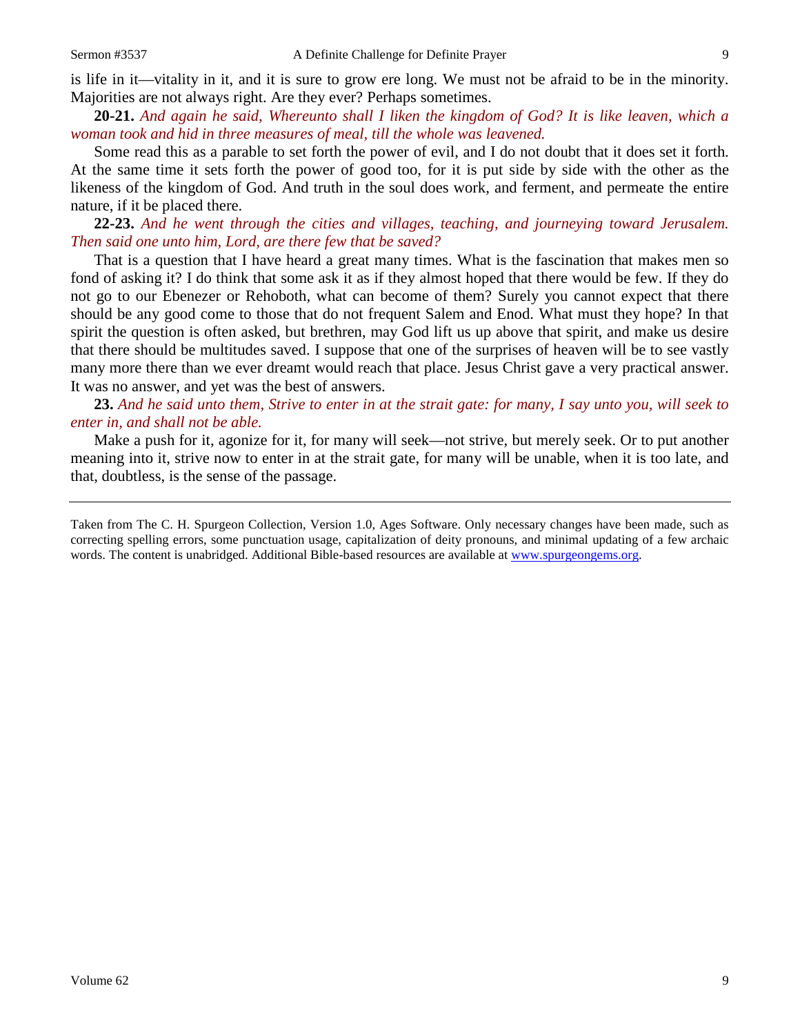is life in it—vitality in it, and it is sure to grow ere long. We must not be afraid to be in the minority. Majorities are not always right. Are they ever? Perhaps sometimes.

**20-21.** *And again he said, Whereunto shall I liken the kingdom of God? It is like leaven, which a woman took and hid in three measures of meal, till the whole was leavened.*

Some read this as a parable to set forth the power of evil, and I do not doubt that it does set it forth. At the same time it sets forth the power of good too, for it is put side by side with the other as the likeness of the kingdom of God. And truth in the soul does work, and ferment, and permeate the entire nature, if it be placed there.

**22-23.** *And he went through the cities and villages, teaching, and journeying toward Jerusalem. Then said one unto him, Lord, are there few that be saved?*

That is a question that I have heard a great many times. What is the fascination that makes men so fond of asking it? I do think that some ask it as if they almost hoped that there would be few. If they do not go to our Ebenezer or Rehoboth, what can become of them? Surely you cannot expect that there should be any good come to those that do not frequent Salem and Enod. What must they hope? In that spirit the question is often asked, but brethren, may God lift us up above that spirit, and make us desire that there should be multitudes saved. I suppose that one of the surprises of heaven will be to see vastly many more there than we ever dreamt would reach that place. Jesus Christ gave a very practical answer. It was no answer, and yet was the best of answers.

**23.** *And he said unto them, Strive to enter in at the strait gate: for many, I say unto you, will seek to enter in, and shall not be able.*

Make a push for it, agonize for it, for many will seek—not strive, but merely seek. Or to put another meaning into it, strive now to enter in at the strait gate, for many will be unable, when it is too late, and that, doubtless, is the sense of the passage.

---

Taken from The C. H. Spurgeon Collection, Version 1.0, Ages Software. Only necessary changes have been made, such as correcting spelling errors, some punctuation usage, capitalization of deity pronouns, and minimal updating of a few archaic words. The content is unabridged. Additional Bible-based resources are available at www.spurgeongems.org.